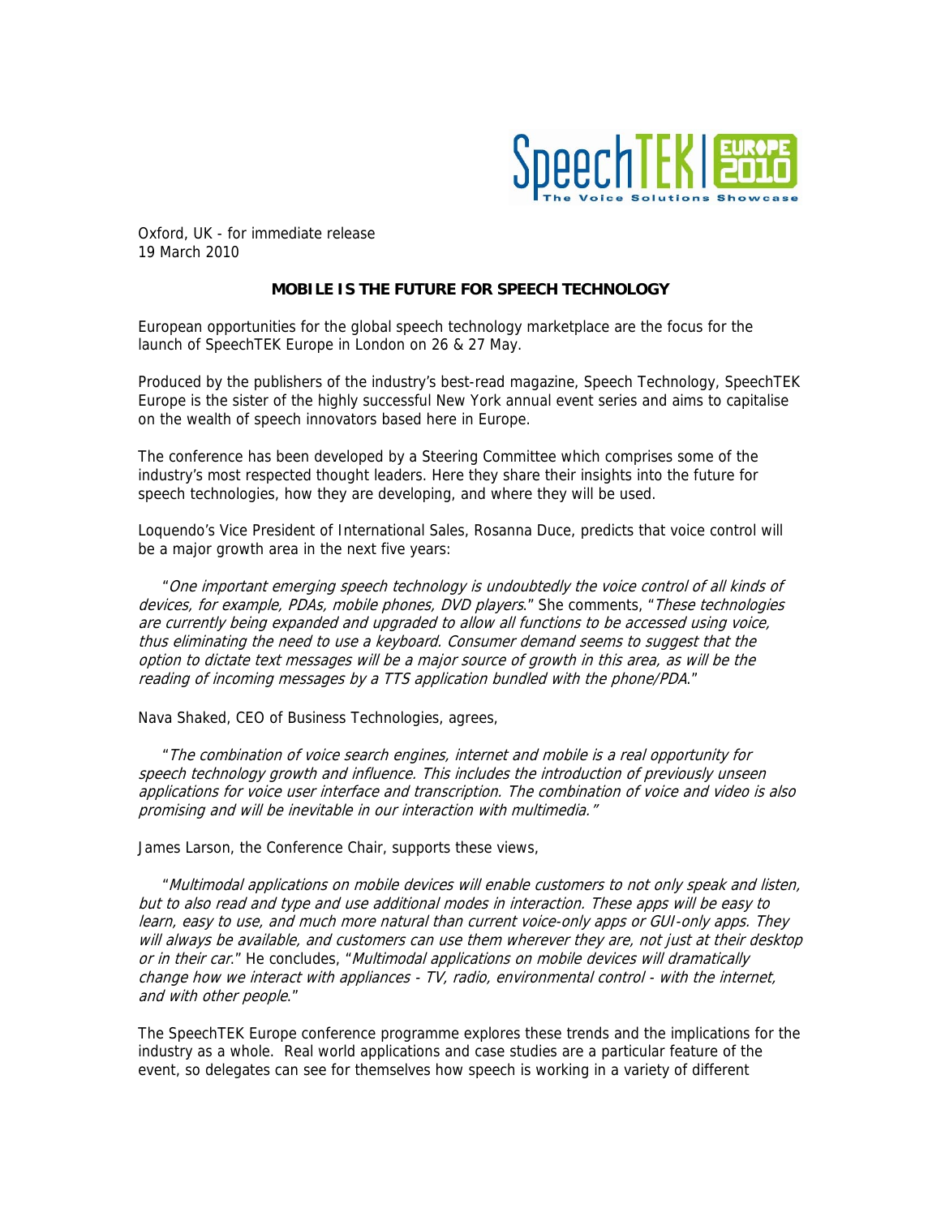Oxford, UK - for immediate release
19 March 2010

**MOBILE IS THE FUTURE FOR SPEECH TECHNOLOGY**

European opportunities for the global speech technology marketplace are the focus for the launch of SpeechTEK Europe in London on 26 & 27 May.

Produced by the publishers of the industry's best-read magazine, Speech Technology, SpeechTEK Europe is the sister of the highly successful New York annual event series and aims to capitalise on the wealth of speech innovators based here in Europe.

The conference has been developed by a Steering Committee which comprises some of the industry's most respected thought leaders. Here they share their insights into the future for speech technologies, how they are developing, and where they will be used.

Loquendo's Vice President of International Sales, Rosanna Duce, predicts that voice control will be a major growth area in the next five years:

> "*One important emerging speech technology is undoubtedly the voice control of all kinds of devices, for example, PDAs, mobile phones, DVD players*." She comments, "*These technologies are currently being expanded and upgraded to allow all functions to be accessed using voice, thus eliminating the need to use a keyboard. Consumer demand seems to suggest that the option to dictate text messages will be a major source of growth in this area, as will be the reading of incoming messages by a TTS application bundled with the phone/PDA*."

Nava Shaked, CEO of Business Technologies, agrees,

> "*The combination of voice search engines, internet and mobile is a real opportunity for speech technology growth and influence. This includes the introduction of previously unseen applications for voice user interface and transcription. The combination of voice and video is also promising and will be inevitable in our interaction with multimedia.*"

James Larson, the Conference Chair, supports these views,

> "*Multimodal applications on mobile devices will enable customers to not only speak and listen, but to also read and type and use additional modes in interaction. These apps will be easy to learn, easy to use, and much more natural than current voice-only apps or GUI-only apps. They will always be available, and customers can use them wherever they are, not just at their desktop or in their car*." He concludes, "*Multimodal applications on mobile devices will dramatically change how we interact with appliances - TV, radio, environmental control - with the internet, and with other people*."

The SpeechTEK Europe conference programme explores these trends and the implications for the industry as a whole. Real world applications and case studies are a particular feature of the event, so delegates can see for themselves how speech is working in a variety of different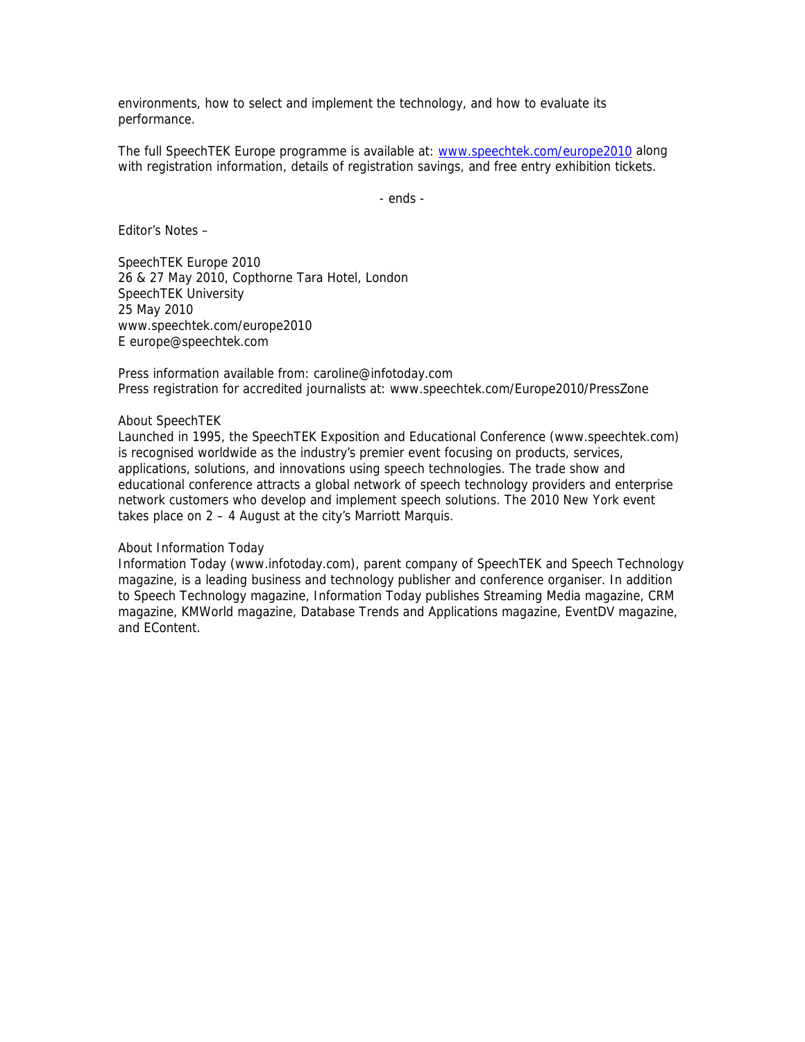environments, how to select and implement the technology, and how to evaluate its performance.

The full SpeechTEK Europe programme is available at: [www.speechtek.com/europe2010](http://www.speechtek.com/europe2010) along with registration information, details of registration savings, and free entry exhibition tickets.

- ends -

Editor's Notes –

SpeechTEK Europe 2010
26 & 27 May 2010, Copthorne Tara Hotel, London
SpeechTEK University
25 May 2010
www.speechtek.com/europe2010
E europe@speechtek.com

Press information available from: caroline@infotoday.com
Press registration for accredited journalists at: www.speechtek.com/Europe2010/PressZone

About SpeechTEK
Launched in 1995, the SpeechTEK Exposition and Educational Conference (www.speechtek.com) is recognised worldwide as the industry's premier event focusing on products, services, applications, solutions, and innovations using speech technologies. The trade show and educational conference attracts a global network of speech technology providers and enterprise network customers who develop and implement speech solutions. The 2010 New York event takes place on 2 – 4 August at the city's Marriott Marquis.

About Information Today
Information Today (www.infotoday.com), parent company of SpeechTEK and Speech Technology magazine, is a leading business and technology publisher and conference organiser. In addition to Speech Technology magazine, Information Today publishes Streaming Media magazine, CRM magazine, KMWorld magazine, Database Trends and Applications magazine, EventDV magazine, and EContent.